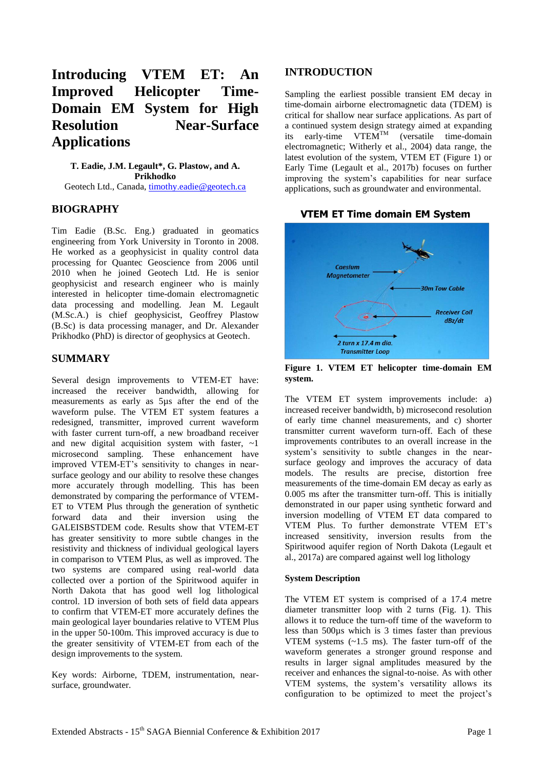# Introducing VTEM ET: An Improved Helicopter Time-Domain EM System for High Resolution Near-Surface Applications

**T. Eadie, J.M. Legault\*, G. Plastow, and A. Prikhodko**
Geotech Ltd., Canada, timothy.eadie@geotech.ca

## BIOGRAPHY

Tim Eadie (B.Sc. Eng.) graduated in geomatics engineering from York University in Toronto in 2008. He worked as a geophysicist in quality control data processing for Quantec Geoscience from 2006 until 2010 when he joined Geotech Ltd. He is senior geophysicist and research engineer who is mainly interested in helicopter time-domain electromagnetic data processing and modelling. Jean M. Legault (M.Sc.A.) is chief geophysicist, Geoffrey Plastow (B.Sc) is data processing manager, and Dr. Alexander Prikhodko (PhD) is director of geophysics at Geotech.

## SUMMARY

Several design improvements to VTEM-ET have: increased the receiver bandwidth, allowing for measurements as early as 5µs after the end of the waveform pulse. The VTEM ET system features a redesigned, transmitter, improved current waveform with faster current turn-off, a new broadband receiver and new digital acquisition system with faster, ~1 microsecond sampling. These enhancement have improved VTEM-ET's sensitivity to changes in near-surface geology and our ability to resolve these changes more accurately through modelling. This has been demonstrated by comparing the performance of VTEM-ET to VTEM Plus through the generation of synthetic forward data and their inversion using the GALEISBSTDEM code. Results show that VTEM-ET has greater sensitivity to more subtle changes in the resistivity and thickness of individual geological layers in comparison to VTEM Plus, as well as improved. The two systems are compared using real-world data collected over a portion of the Spiritwood aquifer in North Dakota that has good well log lithological control. 1D inversion of both sets of field data appears to confirm that VTEM-ET more accurately defines the main geological layer boundaries relative to VTEM Plus in the upper 50-100m. This improved accuracy is due to the greater sensitivity of VTEM-ET from each of the design improvements to the system.

Key words: Airborne, TDEM, instrumentation, near-surface, groundwater.

## INTRODUCTION

Sampling the earliest possible transient EM decay in time-domain airborne electromagnetic data (TDEM) is critical for shallow near surface applications. As part of a continued system design strategy aimed at expanding its early-time VTEM™ (versatile time-domain electromagnetic; Witherly et al., 2004) data range, the latest evolution of the system, VTEM ET (Figure 1) or Early Time (Legault et al., 2017b) focuses on further improving the system's capabilities for near surface applications, such as groundwater and environmental.

**VTEM ET Time domain EM System**

Caesium Magnetometer

30m Tow Cable

Receiver Coil dBz/dt

2 turn x 17.4 m dia. Transmitter Loop

**Figure 1. VTEM ET helicopter time-domain EM system.**

The VTEM ET system improvements include: a) increased receiver bandwidth, b) microsecond resolution of early time channel measurements, and c) shorter transmitter current waveform turn-off. Each of these improvements contributes to an overall increase in the system's sensitivity to subtle changes in the near-surface geology and improves the accuracy of data models. The results are precise, distortion free measurements of the time-domain EM decay as early as 0.005 ms after the transmitter turn-off. This is initially demonstrated in our paper using synthetic forward and inversion modelling of VTEM ET data compared to VTEM Plus. To further demonstrate VTEM ET's increased sensitivity, inversion results from the Spiritwood aquifer region of North Dakota (Legault et al., 2017a) are compared against well log lithology

### System Description

The VTEM ET system is comprised of a 17.4 metre diameter transmitter loop with 2 turns (Fig. 1). This allows it to reduce the turn-off time of the waveform to less than 500µs which is 3 times faster than previous VTEM systems (~1.5 ms). The faster turn-off of the waveform generates a stronger ground response and results in larger signal amplitudes measured by the receiver and enhances the signal-to-noise. As with other VTEM systems, the system's versatility allows its configuration to be optimized to meet the project's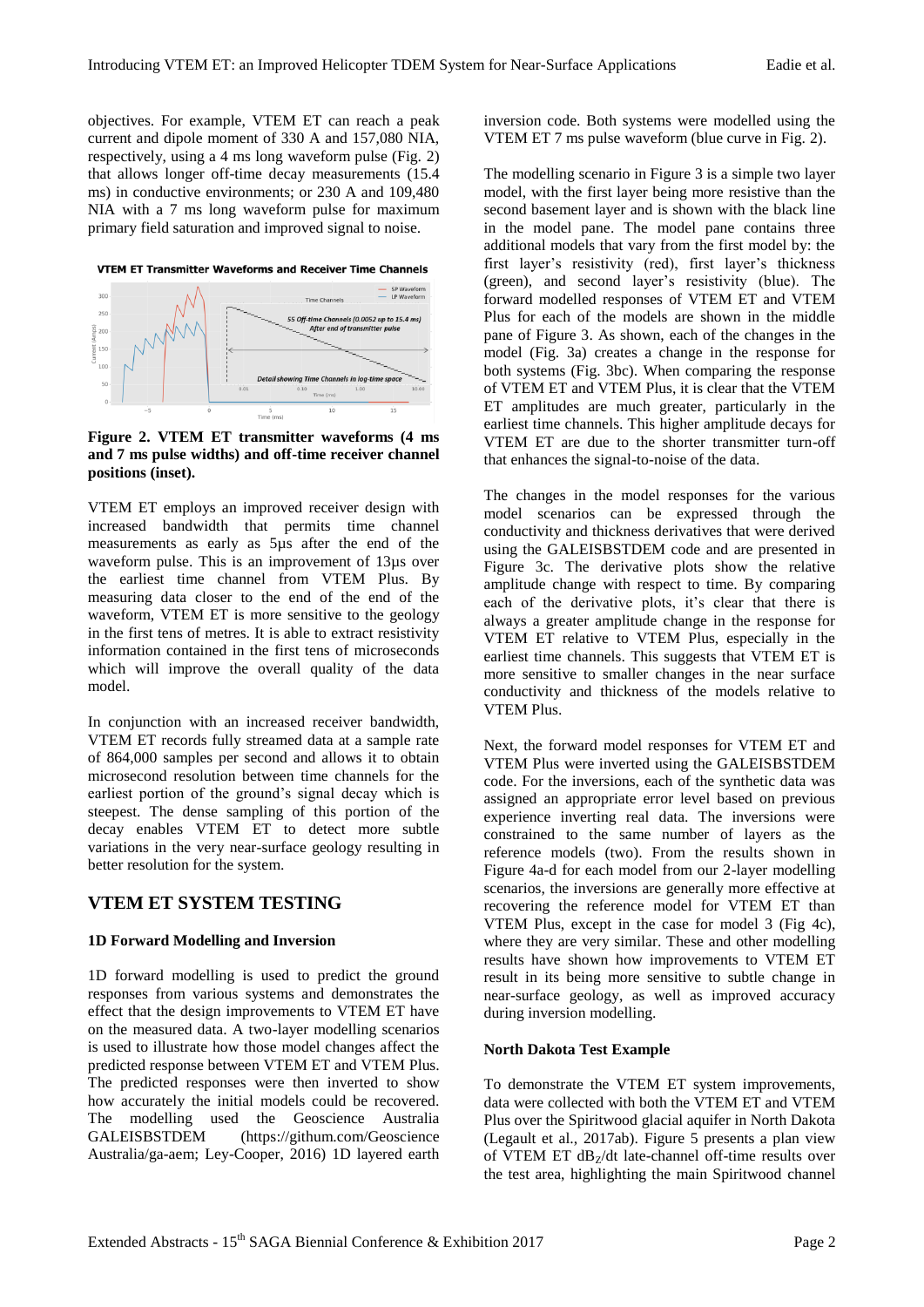objectives. For example, VTEM ET can reach a peak current and dipole moment of 330 A and 157,080 NIA, respectively, using a 4 ms long waveform pulse (Fig. 2) that allows longer off-time decay measurements (15.4 ms) in conductive environments; or 230 A and 109,480 NIA with a 7 ms long waveform pulse for maximum primary field saturation and improved signal to noise.

**Figure 2. VTEM ET transmitter waveforms (4 ms and 7 ms pulse widths) and off-time receiver channel positions (inset).**

VTEM ET employs an improved receiver design with increased bandwidth that permits time channel measurements as early as 5µs after the end of the waveform pulse. This is an improvement of 13µs over the earliest time channel from VTEM Plus. By measuring data closer to the end of the end of the waveform, VTEM ET is more sensitive to the geology in the first tens of metres. It is able to extract resistivity information contained in the first tens of microseconds which will improve the overall quality of the data model.

In conjunction with an increased receiver bandwidth, VTEM ET records fully streamed data at a sample rate of 864,000 samples per second and allows it to obtain microsecond resolution between time channels for the earliest portion of the ground's signal decay which is steepest. The dense sampling of this portion of the decay enables VTEM ET to detect more subtle variations in the very near-surface geology resulting in better resolution for the system.

## VTEM ET SYSTEM TESTING

### 1D Forward Modelling and Inversion

1D forward modelling is used to predict the ground responses from various systems and demonstrates the effect that the design improvements to VTEM ET have on the measured data. A two-layer modelling scenarios is used to illustrate how those model changes affect the predicted response between VTEM ET and VTEM Plus. The predicted responses were then inverted to show how accurately the initial models could be recovered. The modelling used the Geoscience Australia GALEISBSTDEM (https://github.com/Geoscience Australia/ga-aem; Ley-Cooper, 2016) 1D layered earth inversion code. Both systems were modelled using the VTEM ET 7 ms pulse waveform (blue curve in Fig. 2).

The modelling scenario in Figure 3 is a simple two layer model, with the first layer being more resistive than the second basement layer and is shown with the black line in the model pane. The model pane contains three additional models that vary from the first model by: the first layer's resistivity (red), first layer's thickness (green), and second layer's resistivity (blue). The forward modelled responses of VTEM ET and VTEM Plus for each of the models are shown in the middle pane of Figure 3. As shown, each of the changes in the model (Fig. 3a) creates a change in the response for both systems (Fig. 3bc). When comparing the response of VTEM ET and VTEM Plus, it is clear that the VTEM ET amplitudes are much greater, particularly in the earliest time channels. This higher amplitude decays for VTEM ET are due to the shorter transmitter turn-off that enhances the signal-to-noise of the data.

The changes in the model responses for the various model scenarios can be expressed through the conductivity and thickness derivatives that were derived using the GALEISBSTDEM code and are presented in Figure 3c. The derivative plots show the relative amplitude change with respect to time. By comparing each of the derivative plots, it's clear that there is always a greater amplitude change in the response for VTEM ET relative to VTEM Plus, especially in the earliest time channels. This suggests that VTEM ET is more sensitive to smaller changes in the near surface conductivity and thickness of the models relative to VTEM Plus.

Next, the forward model responses for VTEM ET and VTEM Plus were inverted using the GALEISBSTDEM code. For the inversions, each of the synthetic data was assigned an appropriate error level based on previous experience inverting real data. The inversions were constrained to the same number of layers as the reference models (two). From the results shown in Figure 4a-d for each model from our 2-layer modelling scenarios, the inversions are generally more effective at recovering the reference model for VTEM ET than VTEM Plus, except in the case for model 3 (Fig 4c), where they are very similar. These and other modelling results have shown how improvements to VTEM ET result in its being more sensitive to subtle change in near-surface geology, as well as improved accuracy during inversion modelling.

### North Dakota Test Example

To demonstrate the VTEM ET system improvements, data were collected with both the VTEM ET and VTEM Plus over the Spiritwood glacial aquifer in North Dakota (Legault et al., 2017ab). Figure 5 presents a plan view of VTEM ET $dB_Z/dt$ late-channel off-time results over the test area, highlighting the main Spiritwood channel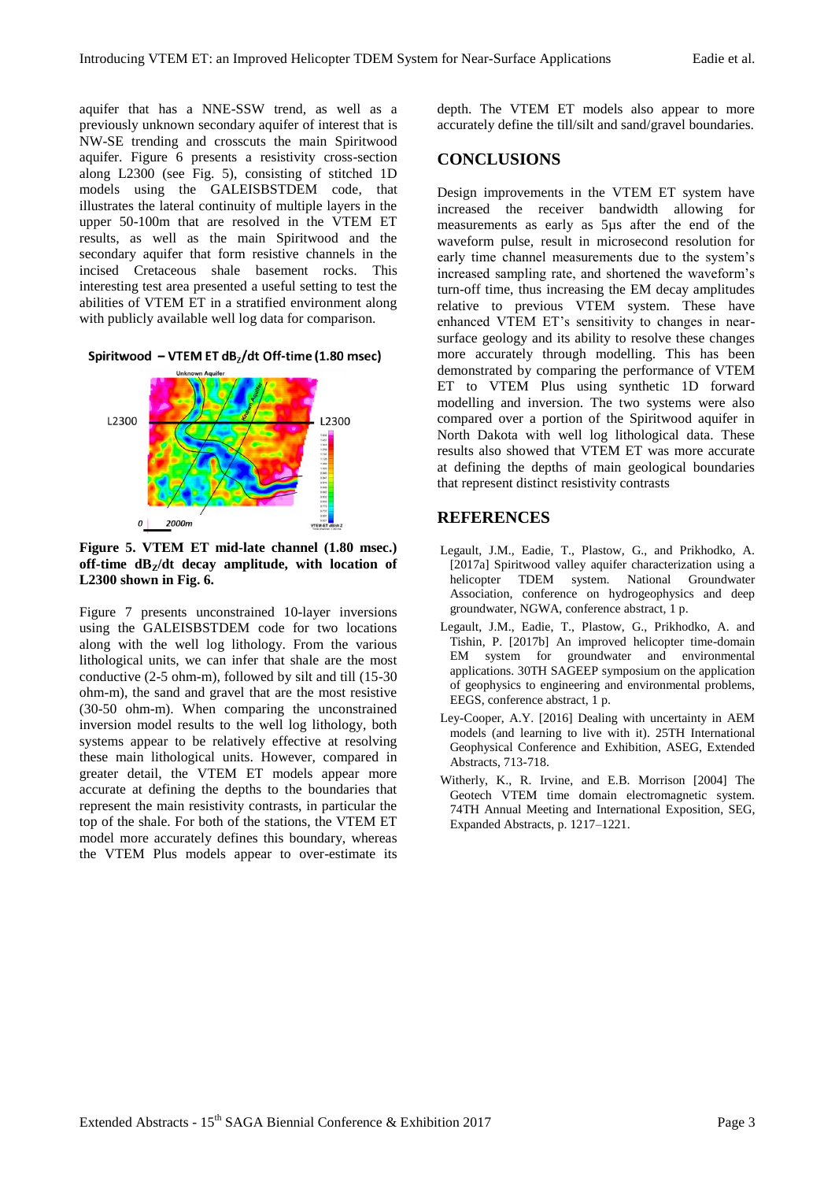aquifer that has a NNE-SSW trend, as well as a previously unknown secondary aquifer of interest that is NW-SE trending and crosscuts the main Spiritwood aquifer. Figure 6 presents a resistivity cross-section along L2300 (see Fig. 5), consisting of stitched 1D models using the GALEISBSTDEM code, that illustrates the lateral continuity of multiple layers in the upper 50-100m that are resolved in the VTEM ET results, as well as the main Spiritwood and the secondary aquifer that form resistive channels in the incised Cretaceous shale basement rocks. This interesting test area presented a useful setting to test the abilities of VTEM ET in a stratified environment along with publicly available well log data for comparison.

**Figure 5. VTEM ET mid-late channel (1.80 msec.) off-time $dB_Z/dt$ decay amplitude, with location of L2300 shown in Fig. 6.**

Figure 7 presents unconstrained 10-layer inversions using the GALEISBSTDEM code for two locations along with the well log lithology. From the various lithological units, we can infer that shale are the most conductive (2-5 ohm-m), followed by silt and till (15-30 ohm-m), the sand and gravel that are the most resistive (30-50 ohm-m). When comparing the unconstrained inversion model results to the well log lithology, both systems appear to be relatively effective at resolving these main lithological units. However, compared in greater detail, the VTEM ET models appear more accurate at defining the depths to the boundaries that represent the main resistivity contrasts, in particular the top of the shale. For both of the stations, the VTEM ET model more accurately defines this boundary, whereas the VTEM Plus models appear to over-estimate its depth. The VTEM ET models also appear to more accurately define the till/silt and sand/gravel boundaries.

## CONCLUSIONS

Design improvements in the VTEM ET system have increased the receiver bandwidth allowing for measurements as early as 5µs after the end of the waveform pulse, result in microsecond resolution for early time channel measurements due to the system's increased sampling rate, and shortened the waveform's turn-off time, thus increasing the EM decay amplitudes relative to previous VTEM system. These have enhanced VTEM ET's sensitivity to changes in near-surface geology and its ability to resolve these changes more accurately through modelling. This has been demonstrated by comparing the performance of VTEM ET to VTEM Plus using synthetic 1D forward modelling and inversion. The two systems were also compared over a portion of the Spiritwood aquifer in North Dakota with well log lithological data. These results also showed that VTEM ET was more accurate at defining the depths of main geological boundaries that represent distinct resistivity contrasts

## REFERENCES

Legault, J.M., Eadie, T., Plastow, G., and Prikhodko, A. [2017a] Spiritwood valley aquifer characterization using a helicopter TDEM system. National Groundwater Association, conference on hydrogeophysics and deep groundwater, NGWA, conference abstract, 1 p.

Legault, J.M., Eadie, T., Plastow, G., Prikhodko, A. and Tishin, P. [2017b] An improved helicopter time-domain EM system for groundwater and environmental applications. 30TH SAGEEP symposium on the application of geophysics to engineering and environmental problems, EEGS, conference abstract, 1 p.

Ley-Cooper, A.Y. [2016] Dealing with uncertainty in AEM models (and learning to live with it). 25TH International Geophysical Conference and Exhibition, ASEG, Extended Abstracts, 713-718.

Witherly, K., R. Irvine, and E.B. Morrison [2004] The Geotech VTEM time domain electromagnetic system. 74TH Annual Meeting and International Exposition, SEG, Expanded Abstracts, p. 1217–1221.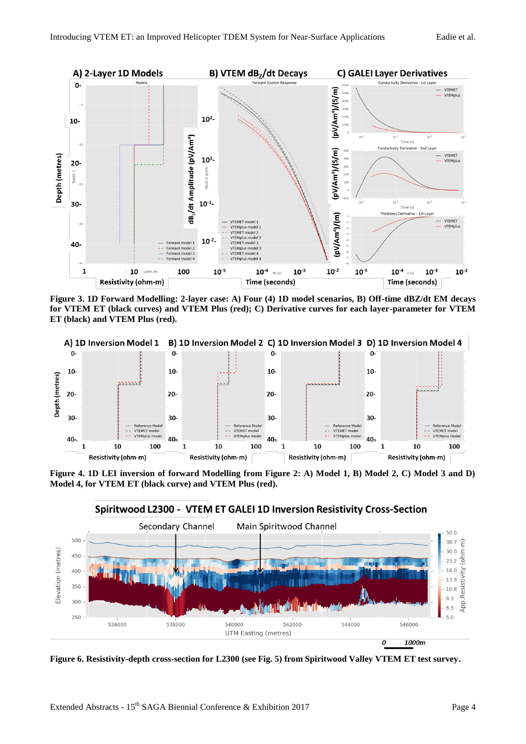**Figure 3. 1D Forward Modelling: 2-layer case: A) Four (4) 1D model scenarios, B) Off-time dBZ/dt EM decays for VTEM ET (black curves) and VTEM Plus (red); C) Derivative curves for each layer-parameter for VTEM ET (black) and VTEM Plus (red).**

**Figure 4. 1D LEI inversion of forward Modelling from Figure 2: A) Model 1, B) Model 2, C) Model 3 and D) Model 4, for VTEM ET (black curve) and VTEM Plus (red).**

**Figure 6. Resistivity-depth cross-section for L2300 (see Fig. 5) from Spiritwood Valley VTEM ET test survey.**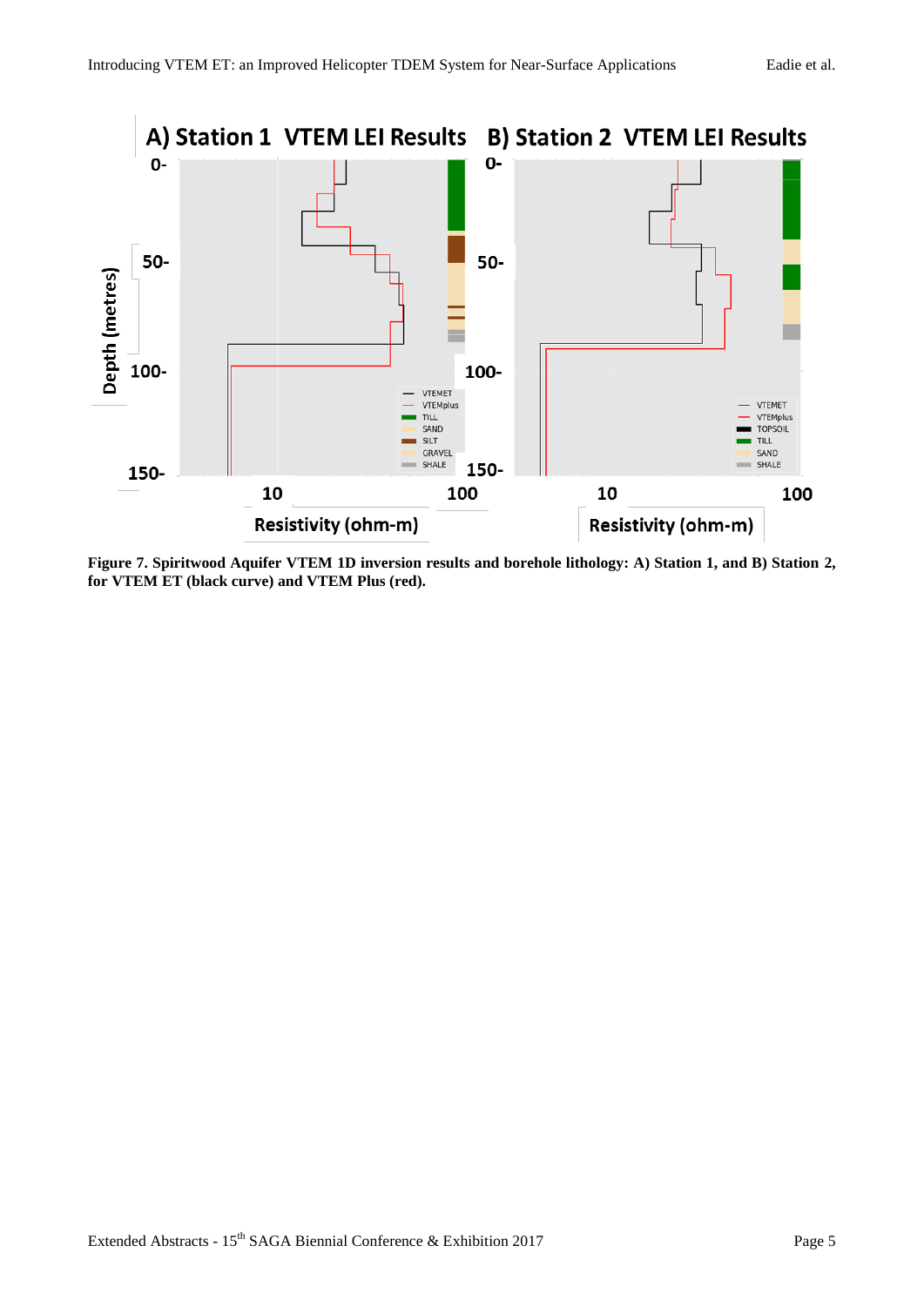A) Station 1 VTEM LEI Results

B) Station 2 VTEM LEI Results

Depth (metres)

0-
50-
100-
150-

VTEMET
VTEMplus
TILL
SAND
SILT
GRAVEL
SHALE

VTEMET
VTEMplus
TOPSOIL
TILL
SAND
SHALE

10
100

Resistivity (ohm-m)

**Figure 7. Spiritwood Aquifer VTEM 1D inversion results and borehole lithology: A) Station 1, and B) Station 2, for VTEM ET (black curve) and VTEM Plus (red).**